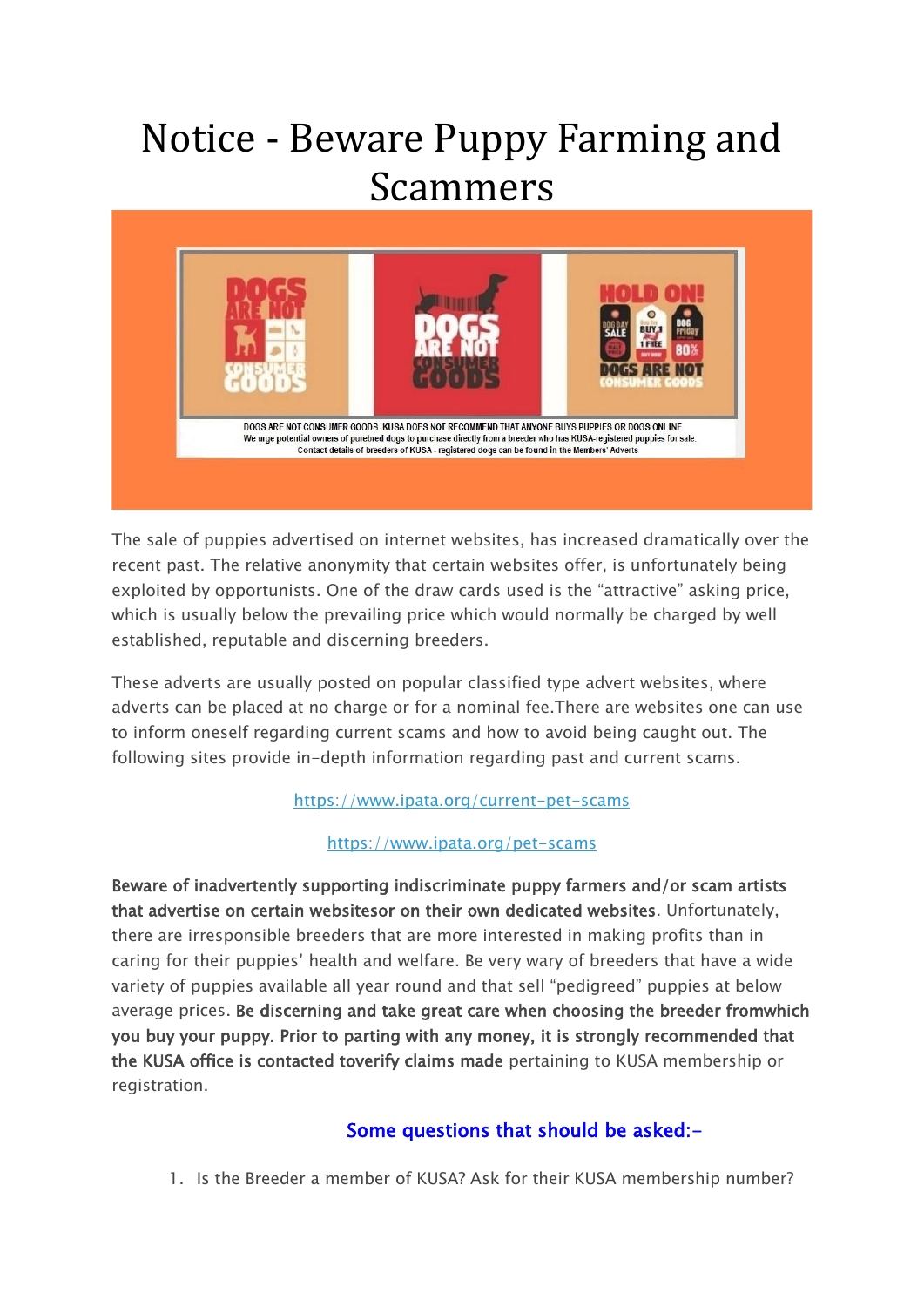# Notice - Beware Puppy Farming and Scammers

DOGS ARE NOT CONSUMER GOODS. KUSA DOES NOT RECOMMEND THAT ANYONE BUYS PUPPIES OR DOGS ONLINE
We urge potential owners of purebred dogs to purchase directly from a breeder who has KUSA-registered puppies for sale.
Contact details of breeders of KUSA - registered dogs can be found in the Members' Adverts

The sale of puppies advertised on internet websites, has increased dramatically over the recent past. The relative anonymity that certain websites offer, is unfortunately being exploited by opportunists. One of the draw cards used is the "attractive" asking price, which is usually below the prevailing price which would normally be charged by well established, reputable and discerning breeders.

These adverts are usually posted on popular classified type advert websites, where adverts can be placed at no charge or for a nominal fee.There are websites one can use to inform oneself regarding current scams and how to avoid being caught out. The following sites provide in-depth information regarding past and current scams.

https://www.ipata.org/current-pet-scams

https://www.ipata.org/pet-scams

**Beware of inadvertently supporting indiscriminate puppy farmers and/or scam artists that advertise on certain websitesor on their own dedicated websites**. Unfortunately, there are irresponsible breeders that are more interested in making profits than in caring for their puppies' health and welfare. Be very wary of breeders that have a wide variety of puppies available all year round and that sell "pedigreed" puppies at below average prices. **Be discerning and take great care when choosing the breeder fromwhich you buy your puppy. Prior to parting with any money, it is strongly recommended that the KUSA office is contacted toverify claims made** pertaining to KUSA membership or registration.

### Some questions that should be asked:-

1. Is the Breeder a member of KUSA? Ask for their KUSA membership number?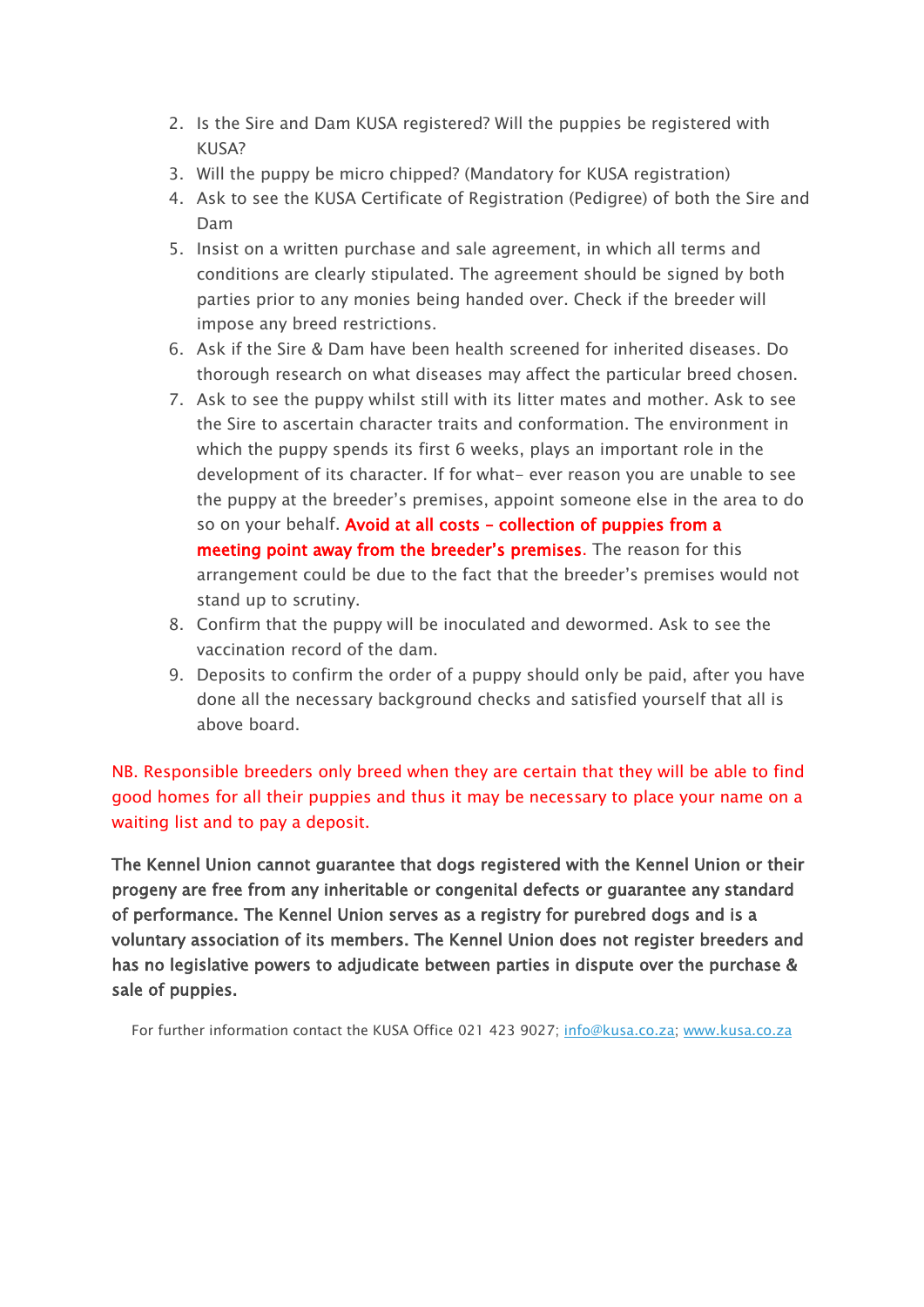2. Is the Sire and Dam KUSA registered? Will the puppies be registered with KUSA?
3. Will the puppy be micro chipped? (Mandatory for KUSA registration)
4. Ask to see the KUSA Certificate of Registration (Pedigree) of both the Sire and Dam
5. Insist on a written purchase and sale agreement, in which all terms and conditions are clearly stipulated. The agreement should be signed by both parties prior to any monies being handed over. Check if the breeder will impose any breed restrictions.
6. Ask if the Sire & Dam have been health screened for inherited diseases. Do thorough research on what diseases may affect the particular breed chosen.
7. Ask to see the puppy whilst still with its litter mates and mother. Ask to see the Sire to ascertain character traits and conformation. The environment in which the puppy spends its first 6 weeks, plays an important role in the development of its character. If for what- ever reason you are unable to see the puppy at the breeder's premises, appoint someone else in the area to do so on your behalf. **Avoid at all costs – collection of puppies from a meeting point away from the breeder's premises.** The reason for this arrangement could be due to the fact that the breeder's premises would not stand up to scrutiny.
8. Confirm that the puppy will be inoculated and dewormed. Ask to see the vaccination record of the dam.
9. Deposits to confirm the order of a puppy should only be paid, after you have done all the necessary background checks and satisfied yourself that all is above board.

NB. Responsible breeders only breed when they are certain that they will be able to find good homes for all their puppies and thus it may be necessary to place your name on a waiting list and to pay a deposit.

**The Kennel Union cannot guarantee that dogs registered with the Kennel Union or their progeny are free from any inheritable or congenital defects or guarantee any standard of performance. The Kennel Union serves as a registry for purebred dogs and is a voluntary association of its members. The Kennel Union does not register breeders and has no legislative powers to adjudicate between parties in dispute over the purchase & sale of puppies.**

For further information contact the KUSA Office 021 423 9027; info@kusa.co.za; www.kusa.co.za